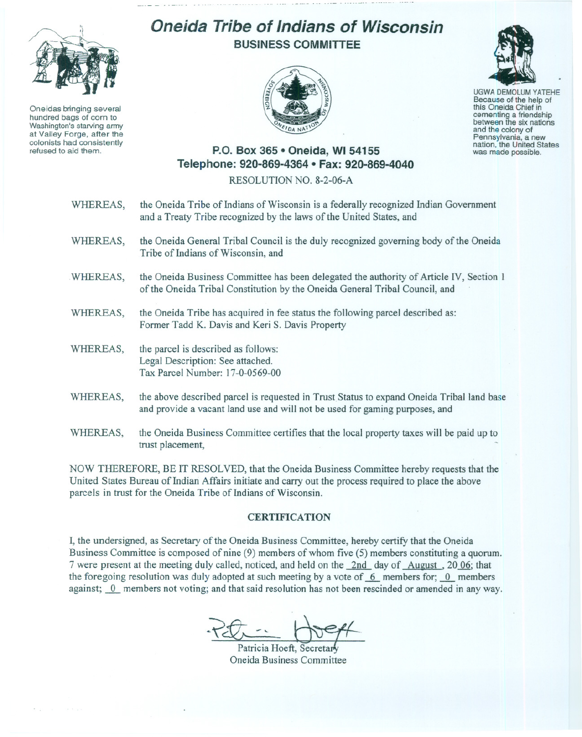# Oneida Tribe of Indians of Wisconsin

## BUSINESS COMMITTEE

Oneidas bringing several hundred bags of corn to Washington's starving army at Valley Forge, after the colonists had consistently refused to aid them.

UGWA DEMOLUM YATEHE
Because of the help of this Oneida Chief in cementing a friendship between the six nations and the colony of Pennsylvania, a new nation, the United States was made possible.

**P.O. Box 365 • Oneida, WI 54155**
**Telephone: 920-869-4364 • Fax: 920-869-4040**

RESOLUTION NO. 8-2-06-A

WHEREAS, the Oneida Tribe of Indians of Wisconsin is a federally recognized Indian Government and a Treaty Tribe recognized by the laws of the United States, and

WHEREAS, the Oneida General Tribal Council is the duly recognized governing body of the Oneida Tribe of Indians of Wisconsin, and

WHEREAS, the Oneida Business Committee has been delegated the authority of Article IV, Section 1 of the Oneida Tribal Constitution by the Oneida General Tribal Council, and

WHEREAS, the Oneida Tribe has acquired in fee status the following parcel described as: Former Tadd K. Davis and Keri S. Davis Property

WHEREAS, the parcel is described as follows:
Legal Description: See attached.
Tax Parcel Number: 17-0-0569-00

WHEREAS, the above described parcel is requested in Trust Status to expand Oneida Tribal land base and provide a vacant land use and will not be used for gaming purposes, and

WHEREAS, the Oneida Business Committee certifies that the local property taxes will be paid up to trust placement,

NOW THEREFORE, BE IT RESOLVED, that the Oneida Business Committee hereby requests that the United States Bureau of Indian Affairs initiate and carry out the process required to place the above parcels in trust for the Oneida Tribe of Indians of Wisconsin.

### CERTIFICATION

I, the undersigned, as Secretary of the Oneida Business Committee, hereby certify that the Oneida Business Committee is composed of nine (9) members of whom five (5) members constituting a quorum. 7 were present at the meeting duly called, noticed, and held on the 2nd day of August, 20 06; that the foregoing resolution was duly adopted at such meeting by a vote of 6 members for; 0 members against; 0 members not voting; and that said resolution has not been rescinded or amended in any way.

Patricia Hoeft, Secretary
Oneida Business Committee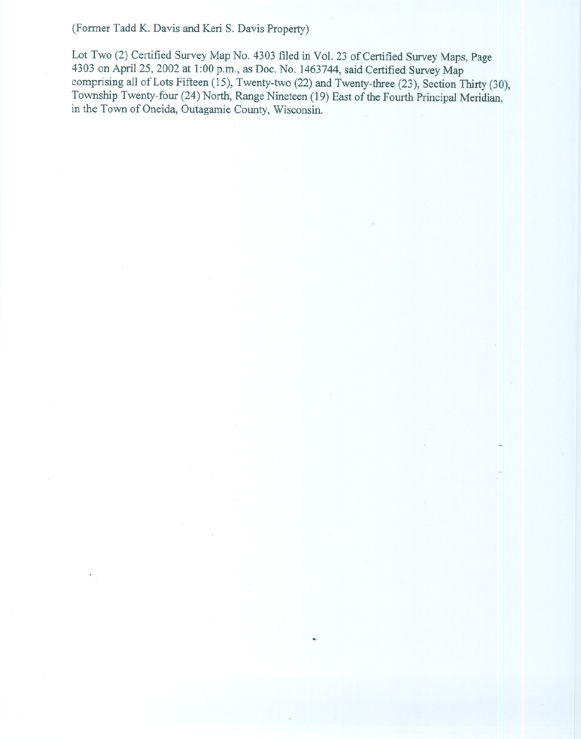(Former Tadd K. Davis and Keri S. Davis Property)

Lot Two (2) Certified Survey Map No. 4303 filed in Vol. 23 of Certified Survey Maps, Page 4303 on April 25, 2002 at 1:00 p.m., as Doc. No. 1463744, said Certified Survey Map comprising all of Lots Fifteen (15), Twenty-two (22) and Twenty-three (23), Section Thirty (30), Township Twenty-four (24) North, Range Nineteen (19) East of the Fourth Principal Meridian, in the Town of Oneida, Outagamie County, Wisconsin.